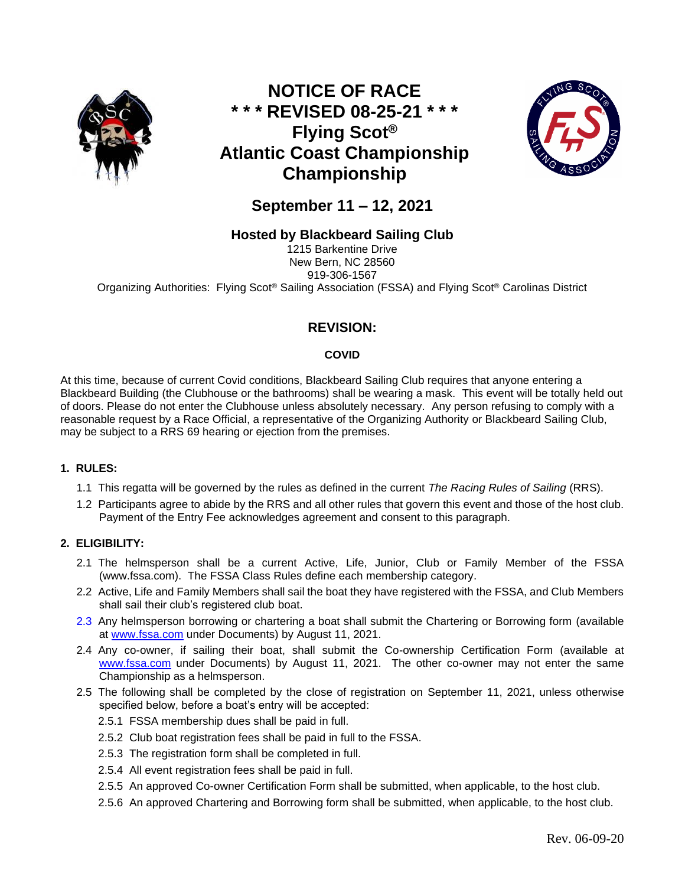# NOTICE OF RACE
# * * * REVISED 08-25-21 * * *
# Flying Scot®
# Atlantic Coast Championship
# Championship

## September 11 – 12, 2021

### Hosted by Blackbeard Sailing Club

1215 Barkentine Drive
New Bern, NC 28560
919-306-1567
Organizing Authorities: Flying Scot® Sailing Association (FSSA) and Flying Scot® Carolinas District

## REVISION:

**COVID**

At this time, because of current Covid conditions, Blackbeard Sailing Club requires that anyone entering a Blackbeard Building (the Clubhouse or the bathrooms) shall be wearing a mask. This event will be totally held out of doors. Please do not enter the Clubhouse unless absolutely necessary. Any person refusing to comply with a reasonable request by a Race Official, a representative of the Organizing Authority or Blackbeard Sailing Club, may be subject to a RRS 69 hearing or ejection from the premises.

### 1. RULES:

1.1 This regatta will be governed by the rules as defined in the current *The Racing Rules of Sailing* (RRS).

1.2 Participants agree to abide by the RRS and all other rules that govern this event and those of the host club. Payment of the Entry Fee acknowledges agreement and consent to this paragraph.

### 2. ELIGIBILITY:

2.1 The helmsperson shall be a current Active, Life, Junior, Club or Family Member of the FSSA (www.fssa.com). The FSSA Class Rules define each membership category.

2.2 Active, Life and Family Members shall sail the boat they have registered with the FSSA, and Club Members shall sail their club's registered club boat.

2.3 Any helmsperson borrowing or chartering a boat shall submit the Chartering or Borrowing form (available at www.fssa.com under Documents) by August 11, 2021.

2.4 Any co-owner, if sailing their boat, shall submit the Co-ownership Certification Form (available at www.fssa.com under Documents) by August 11, 2021. The other co-owner may not enter the same Championship as a helmsperson.

2.5 The following shall be completed by the close of registration on September 11, 2021, unless otherwise specified below, before a boat's entry will be accepted:

2.5.1 FSSA membership dues shall be paid in full.

2.5.2 Club boat registration fees shall be paid in full to the FSSA.

2.5.3 The registration form shall be completed in full.

2.5.4 All event registration fees shall be paid in full.

2.5.5 An approved Co-owner Certification Form shall be submitted, when applicable, to the host club.

2.5.6 An approved Chartering and Borrowing form shall be submitted, when applicable, to the host club.

Rev. 06-09-20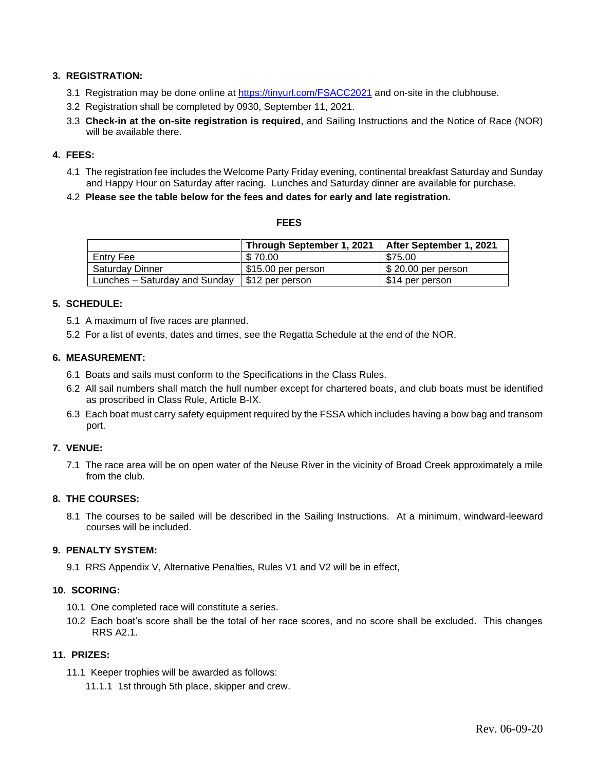## 3. REGISTRATION:

3.1 Registration may be done online at [https://tinyurl.com/FSACC2021](https://tinyurl.com/FSACC2021) and on-site in the clubhouse.

3.2 Registration shall be completed by 0930, September 11, 2021.

3.3 **Check-in at the on-site registration is required**, and Sailing Instructions and the Notice of Race (NOR) will be available there.

## 4. FEES:

4.1 The registration fee includes the Welcome Party Friday evening, continental breakfast Saturday and Sunday and Happy Hour on Saturday after racing. Lunches and Saturday dinner are available for purchase.

4.2 **Please see the table below for the fees and dates for early and late registration.**

**FEES**

| | Through September 1, 2021 | After September 1, 2021 |
|---|---|---|
| Entry Fee | $ 70.00 | $75.00 |
| Saturday Dinner | $15.00 per person | $ 20.00 per person |
| Lunches – Saturday and Sunday | $12 per person | $14 per person |

## 5. SCHEDULE:

5.1 A maximum of five races are planned.

5.2 For a list of events, dates and times, see the Regatta Schedule at the end of the NOR.

## 6. MEASUREMENT:

6.1 Boats and sails must conform to the Specifications in the Class Rules.

6.2 All sail numbers shall match the hull number except for chartered boats, and club boats must be identified as proscribed in Class Rule, Article B-IX.

6.3 Each boat must carry safety equipment required by the FSSA which includes having a bow bag and transom port.

## 7. VENUE:

7.1 The race area will be on open water of the Neuse River in the vicinity of Broad Creek approximately a mile from the club.

## 8. THE COURSES:

8.1 The courses to be sailed will be described in the Sailing Instructions. At a minimum, windward-leeward courses will be included.

## 9. PENALTY SYSTEM:

9.1 RRS Appendix V, Alternative Penalties, Rules V1 and V2 will be in effect,

## 10. SCORING:

10.1 One completed race will constitute a series.

10.2 Each boat's score shall be the total of her race scores, and no score shall be excluded. This changes RRS A2.1.

## 11. PRIZES:

11.1 Keeper trophies will be awarded as follows:

11.1.1 1st through 5th place, skipper and crew.

Rev. 06-09-20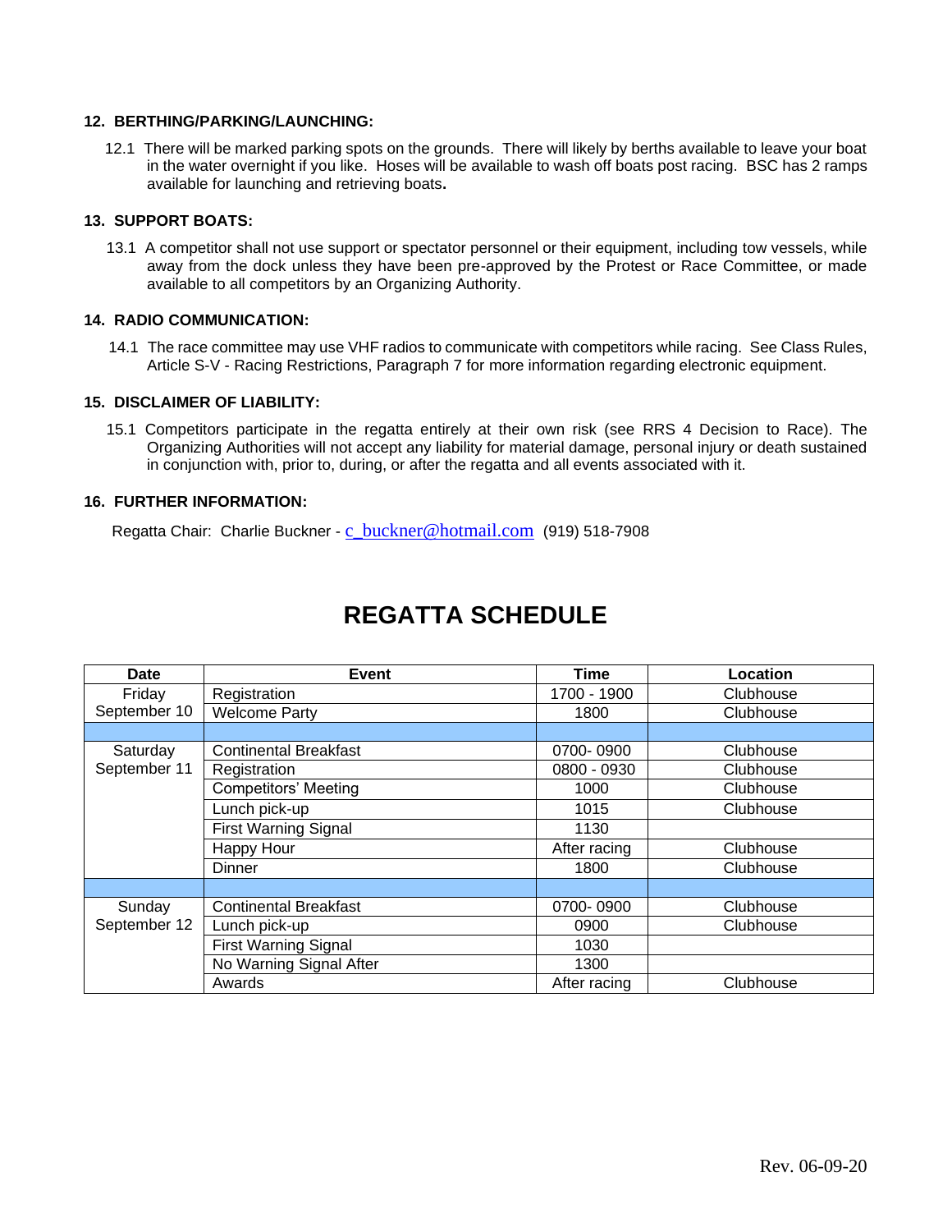### 12. BERTHING/PARKING/LAUNCHING:

12.1 There will be marked parking spots on the grounds. There will likely by berths available to leave your boat in the water overnight if you like. Hoses will be available to wash off boats post racing. BSC has 2 ramps available for launching and retrieving boats**.**

### 13. SUPPORT BOATS:

13.1 A competitor shall not use support or spectator personnel or their equipment, including tow vessels, while away from the dock unless they have been pre-approved by the Protest or Race Committee, or made available to all competitors by an Organizing Authority.

### 14. RADIO COMMUNICATION:

14.1 The race committee may use VHF radios to communicate with competitors while racing. See Class Rules, Article S-V - Racing Restrictions, Paragraph 7 for more information regarding electronic equipment.

### 15. DISCLAIMER OF LIABILITY:

15.1 Competitors participate in the regatta entirely at their own risk (see RRS 4 Decision to Race). The Organizing Authorities will not accept any liability for material damage, personal injury or death sustained in conjunction with, prior to, during, or after the regatta and all events associated with it.

### 16. FURTHER INFORMATION:

Regatta Chair: Charlie Buckner - c_buckner@hotmail.com (919) 518-7908

# REGATTA SCHEDULE

| Date | Event | Time | Location |
|---|---|---|---|
| Friday September 10 | Registration | 1700 - 1900 | Clubhouse |
| | Welcome Party | 1800 | Clubhouse |
| | | | |
| Saturday September 11 | Continental Breakfast | 0700- 0900 | Clubhouse |
| | Registration | 0800 - 0930 | Clubhouse |
| | Competitors' Meeting | 1000 | Clubhouse |
| | Lunch pick-up | 1015 | Clubhouse |
| | First Warning Signal | 1130 | |
| | Happy Hour | After racing | Clubhouse |
| | Dinner | 1800 | Clubhouse |
| | | | |
| Sunday September 12 | Continental Breakfast | 0700- 0900 | Clubhouse |
| | Lunch pick-up | 0900 | Clubhouse |
| | First Warning Signal | 1030 | |
| | No Warning Signal After | 1300 | |
| | Awards | After racing | Clubhouse |

Rev. 06-09-20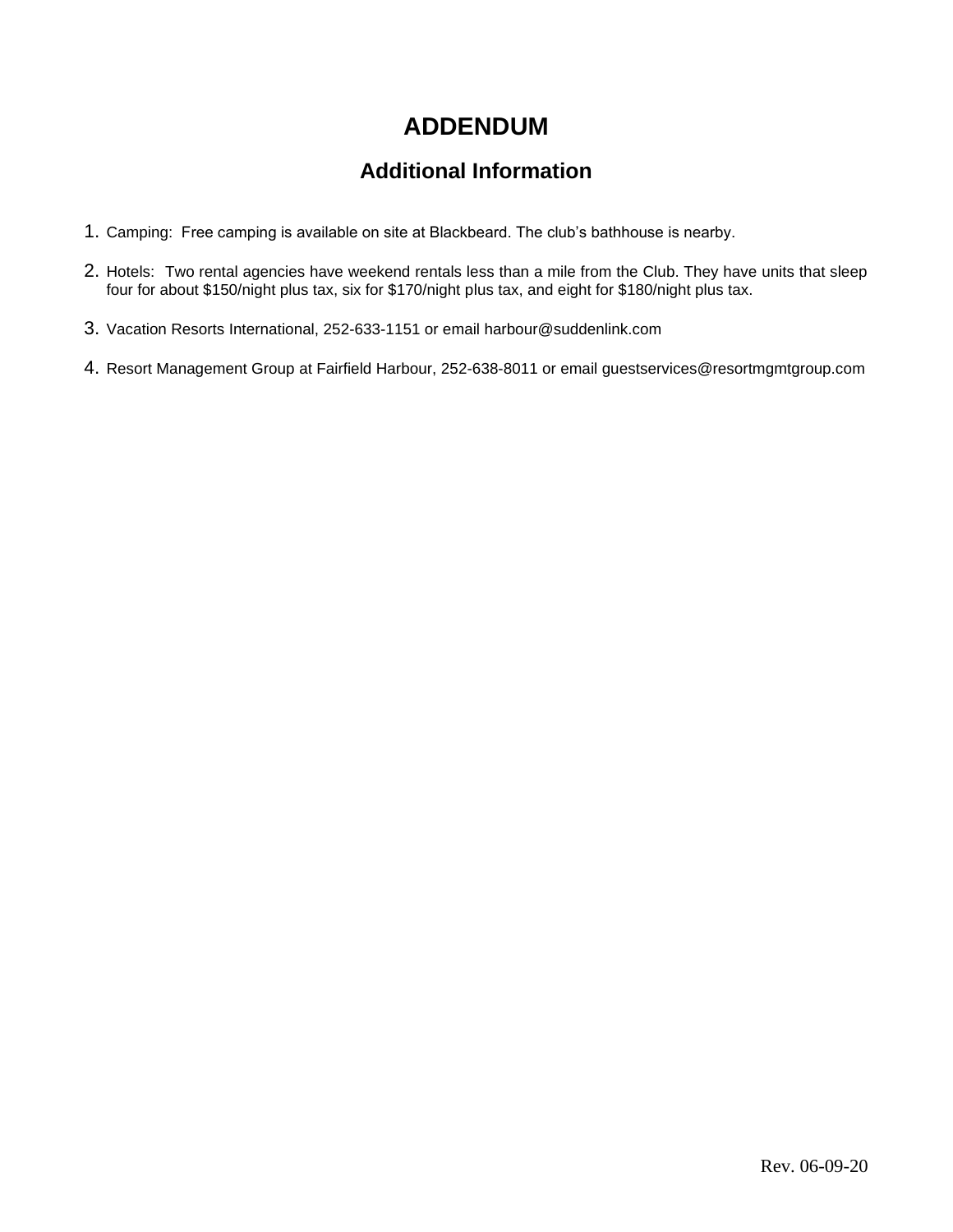# ADDENDUM

## Additional Information

1. Camping: Free camping is available on site at Blackbeard. The club's bathhouse is nearby.

2. Hotels: Two rental agencies have weekend rentals less than a mile from the Club. They have units that sleep four for about $150/night plus tax, six for $170/night plus tax, and eight for $180/night plus tax.

3. Vacation Resorts International, 252-633-1151 or email harbour@suddenlink.com

4. Resort Management Group at Fairfield Harbour, 252-638-8011 or email guestservices@resortmgmtgroup.com

Rev. 06-09-20